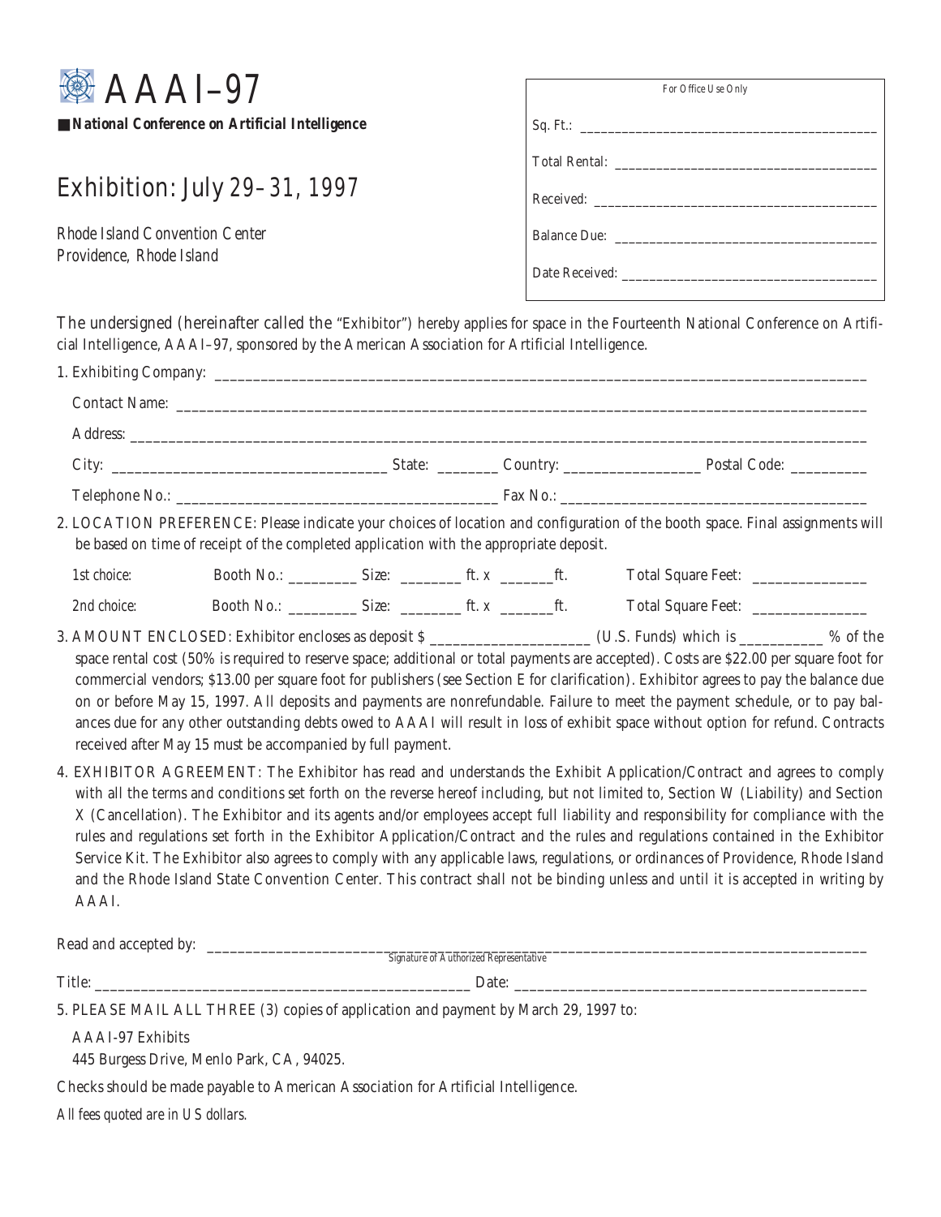# AAAI–97

■ ***National Conference on Artificial Intelligence***

## Exhibition: July 29–31, 1997

*Rhode Island Convention Center*
*Providence, Rhode Island*

*For Office Use Only*

Sq. Ft.: ________________________________________

Total Rental: ____________________________________

Received: _______________________________________

Balance Due: ____________________________________

Date Received: __________________________________

The undersigned (hereinafter called the "Exhibitor") hereby applies for space in the Fourteenth National Conference on Artificial Intelligence, AAAI–97, sponsored by the American Association for Artificial Intelligence.

1. Exhibiting Company: ____________________________________________________________

   Contact Name: ____________________________________________________________

   Address: ____________________________________________________________

   City: ______________________ State: ________ Country: _________________ Postal Code: __________

   Telephone No.: __________________________________ Fax No.: __________________________________

2. LOCATION PREFERENCE: Please indicate your choices of location and configuration of the booth space. Final assignments will be based on time of receipt of the completed application with the appropriate deposit.

   *1st choice:* Booth No.: _________ Size: ________ ft. x _______ft. Total Square Feet: _______________

   *2nd choice:* Booth No.: _________ Size: ________ ft. x _______ft. Total Square Feet: _______________

3. AMOUNT ENCLOSED: Exhibitor encloses as deposit $ _____________________ (U.S. Funds) which is ___________ % of the space rental cost (50% is required to reserve space; additional or total payments are accepted). Costs are $22.00 per square foot for commercial vendors; $13.00 per square foot for publishers (see Section E for clarification). Exhibitor agrees to pay the balance due on or before May 15, 1997. All deposits and payments are nonrefundable. Failure to meet the payment schedule, or to pay balances due for any other outstanding debts owed to AAAI will result in loss of exhibit space without option for refund. Contracts received after May 15 must be accompanied by full payment.

4. EXHIBITOR AGREEMENT: The Exhibitor has read and understands the Exhibit Application/Contract and agrees to comply with all the terms and conditions set forth on the reverse hereof including, but not limited to, Section W (Liability) and Section X (Cancellation). The Exhibitor and its agents and/or employees accept full liability and responsibility for compliance with the rules and regulations set forth in the Exhibitor Application/Contract and the rules and regulations contained in the Exhibitor Service Kit. The Exhibitor also agrees to comply with any applicable laws, regulations, or ordinances of Providence, Rhode Island and the Rhode Island State Convention Center. This contract shall not be binding unless and until it is accepted in writing by AAAI.

Read and accepted by: ____________________________________________________________
*Signature of Authorized Representative*

Title: ______________________________________ Date: ______________________________________

5. PLEASE MAIL ALL THREE (3) copies of application and payment by March 29, 1997 to:

   AAAI-97 Exhibits
   445 Burgess Drive, Menlo Park, CA, 94025.

Checks should be made payable to American Association for Artificial Intelligence.

*All fees quoted are in US dollars.*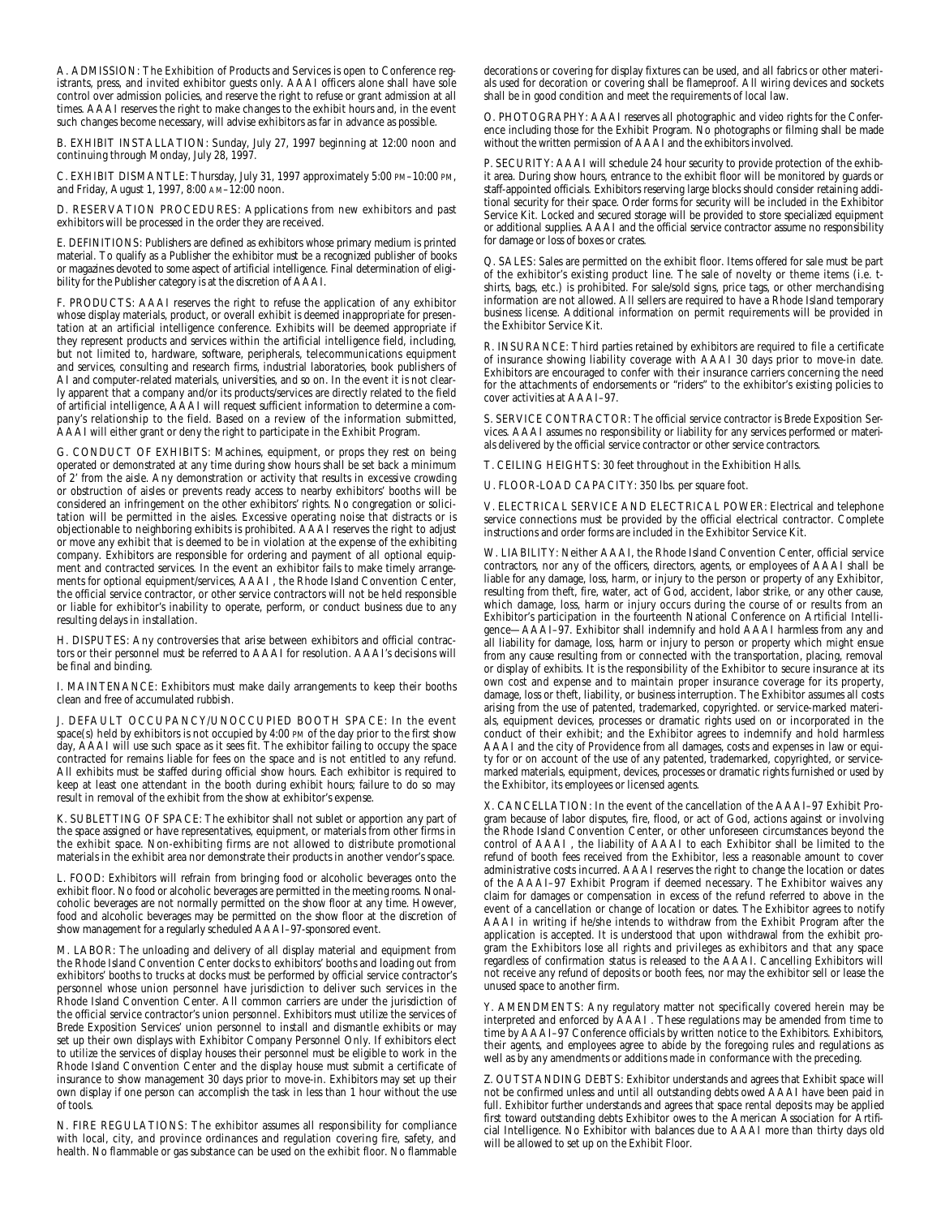A. ADMISSION: The Exhibition of Products and Services is open to Conference registrants, press, and invited exhibitor guests only. AAAI officers alone shall have sole control over admission policies, and reserve the right to refuse or grant admission at all times. AAAI reserves the right to make changes to the exhibit hours and, in the event such changes become necessary, will advise exhibitors as far in advance as possible.

B. EXHIBIT INSTALLATION: Sunday, July 27, 1997 beginning at 12:00 noon and continuing through Monday, July 28, 1997.

C. EXHIBIT DISMANTLE: Thursday, July 31, 1997 approximately 5:00 PM–10:00 PM, and Friday, August 1, 1997, 8:00 AM–12:00 noon.

D. RESERVATION PROCEDURES: Applications from new exhibitors and past exhibitors will be processed in the order they are received.

E. DEFINITIONS: Publishers are defined as exhibitors whose primary medium is printed material. To qualify as a Publisher the exhibitor must be a recognized publisher of books or magazines devoted to some aspect of artificial intelligence. Final determination of eligibility for the Publisher category is at the discretion of AAAI.

F. PRODUCTS: AAAI reserves the right to refuse the application of any exhibitor whose display materials, product, or overall exhibit is deemed inappropriate for presentation at an artificial intelligence conference. Exhibits will be deemed appropriate if they represent products and services within the artificial intelligence field, including, but not limited to, hardware, software, peripherals, telecommunications equipment and services, consulting and research firms, industrial laboratories, book publishers of AI and computer-related materials, universities, and so on. In the event it is not clearly apparent that a company and/or its products/services are directly related to the field of artificial intelligence, AAAI will request sufficient information to determine a company's relationship to the field. Based on a review of the information submitted, AAAI will either grant or deny the right to participate in the Exhibit Program.

G. CONDUCT OF EXHIBITS: Machines, equipment, or props they rest on being operated or demonstrated at any time during show hours shall be set back a minimum of 2' from the aisle. Any demonstration or activity that results in excessive crowding or obstruction of aisles or prevents ready access to nearby exhibitors' booths will be considered an infringement on the other exhibitors' rights. No congregation or solicitation will be permitted in the aisles. Excessive operating noise that distracts or is objectionable to neighboring exhibits is prohibited. AAAI reserves the right to adjust or move any exhibit that is deemed to be in violation at the expense of the exhibiting company. Exhibitors are responsible for ordering and payment of all optional equipment and contracted services. In the event an exhibitor fails to make timely arrangements for optional equipment/services, AAAI , the Rhode Island Convention Center, the official service contractor, or other service contractors will not be held responsible or liable for exhibitor's inability to operate, perform, or conduct business due to any resulting delays in installation.

H. DISPUTES: Any controversies that arise between exhibitors and official contractors or their personnel must be referred to AAAI for resolution. AAAI's decisions will be final and binding.

I. MAINTENANCE: Exhibitors must make daily arrangements to keep their booths clean and free of accumulated rubbish.

J. DEFAULT OCCUPANCY/UNOCCUPIED BOOTH SPACE: In the event space(s) held by exhibitors is not occupied by 4:00 PM of the day prior to the first show day, AAAI will use such space as it sees fit. The exhibitor failing to occupy the space contracted for remains liable for fees on the space and is not entitled to any refund. All exhibits must be staffed during official show hours. Each exhibitor is required to keep at least one attendant in the booth during exhibit hours; failure to do so may result in removal of the exhibit from the show at exhibitor's expense.

K. SUBLETTING OF SPACE: The exhibitor shall not sublet or apportion any part of the space assigned or have representatives, equipment, or materials from other firms in the exhibit space. Non-exhibiting firms are not allowed to distribute promotional materials in the exhibit area nor demonstrate their products in another vendor's space.

L. FOOD: Exhibitors will refrain from bringing food or alcoholic beverages onto the exhibit floor. No food or alcoholic beverages are permitted in the meeting rooms. Nonalcoholic beverages are not normally permitted on the show floor at any time. However, food and alcoholic beverages may be permitted on the show floor at the discretion of show management for a regularly scheduled AAAI–97-sponsored event.

M. LABOR: The unloading and delivery of all display material and equipment from the Rhode Island Convention Center docks to exhibitors' booths and loading out from exhibitors' booths to trucks at docks must be performed by official service contractor's personnel whose union personnel have jurisdiction to deliver such services in the Rhode Island Convention Center. All common carriers are under the jurisdiction of the official service contractor's union personnel. Exhibitors must utilize the services of Brede Exposition Services' union personnel to install and dismantle exhibits or may set up their own displays with Exhibitor Company Personnel Only. If exhibitors elect to utilize the services of display houses their personnel must be eligible to work in the Rhode Island Convention Center and the display house must submit a certificate of insurance to show management 30 days prior to move-in. Exhibitors may set up their own display if one person can accomplish the task in less than 1 hour without the use of tools.

N. FIRE REGULATIONS: The exhibitor assumes all responsibility for compliance with local, city, and province ordinances and regulation covering fire, safety, and health. No flammable or gas substance can be used on the exhibit floor. No flammable decorations or covering for display fixtures can be used, and all fabrics or other materials used for decoration or covering shall be flameproof. All wiring devices and sockets shall be in good condition and meet the requirements of local law.

O. PHOTOGRAPHY: AAAI reserves all photographic and video rights for the Conference including those for the Exhibit Program. No photographs or filming shall be made without the written permission of AAAI and the exhibitors involved.

P. SECURITY: AAAI will schedule 24 hour security to provide protection of the exhibit area. During show hours, entrance to the exhibit floor will be monitored by guards or staff-appointed officials. Exhibitors reserving large blocks should consider retaining additional security for their space. Order forms for security will be included in the Exhibitor Service Kit. Locked and secured storage will be provided to store specialized equipment or additional supplies. AAAI and the official service contractor assume no responsibility for damage or loss of boxes or crates.

Q. SALES: Sales are permitted on the exhibit floor. Items offered for sale must be part of the exhibitor's existing product line. The sale of novelty or theme items (i.e. t-shirts, bags, etc.) is prohibited. For sale/sold signs, price tags, or other merchandising information are not allowed. All sellers are required to have a Rhode Island temporary business license. Additional information on permit requirements will be provided in the Exhibitor Service Kit.

R. INSURANCE: Third parties retained by exhibitors are required to file a certificate of insurance showing liability coverage with AAAI 30 days prior to move-in date. Exhibitors are encouraged to confer with their insurance carriers concerning the need for the attachments of endorsements or "riders" to the exhibitor's existing policies to cover activities at AAAI–97.

S. SERVICE CONTRACTOR: The official service contractor is Brede Exposition Services. AAAI assumes no responsibility or liability for any services performed or materials delivered by the official service contractor or other service contractors.

T. CEILING HEIGHTS: 30 feet throughout in the Exhibition Halls.

U. FLOOR-LOAD CAPACITY: 350 lbs. per square foot.

V. ELECTRICAL SERVICE AND ELECTRICAL POWER: Electrical and telephone service connections must be provided by the official electrical contractor. Complete instructions and order forms are included in the Exhibitor Service Kit.

W. LIABILITY: Neither AAAI, the Rhode Island Convention Center, official service contractors, nor any of the officers, directors, agents, or employees of AAAI shall be liable for any damage, loss, harm, or injury to the person or property of any Exhibitor, resulting from theft, fire, water, act of God, accident, labor strike, or any other cause, which damage, loss, harm or injury occurs during the course of or results from an Exhibitor's participation in the fourteenth National Conference on Artificial Intelligence—AAAI–97. Exhibitor shall indemnify and hold AAAI harmless from any and all liability for damage, loss, harm or injury to person or property which might ensue from any cause resulting from or connected with the transportation, placing, removal or display of exhibits. It is the responsibility of the Exhibitor to secure insurance at its own cost and expense and to maintain proper insurance coverage for its property, damage, loss or theft, liability, or business interruption. The Exhibitor assumes all costs arising from the use of patented, trademarked, copyrighted. or service-marked materials, equipment devices, processes or dramatic rights used on or incorporated in the conduct of their exhibit; and the Exhibitor agrees to indemnify and hold harmless AAAI and the city of Providence from all damages, costs and expenses in law or equity for or on account of the use of any patented, trademarked, copyrighted, or service-marked materials, equipment, devices, processes or dramatic rights furnished or used by the Exhibitor, its employees or licensed agents.

X. CANCELLATION: In the event of the cancellation of the AAAI–97 Exhibit Program because of labor disputes, fire, flood, or act of God, actions against or involving the Rhode Island Convention Center, or other unforeseen circumstances beyond the control of AAAI , the liability of AAAI to each Exhibitor shall be limited to the refund of booth fees received from the Exhibitor, less a reasonable amount to cover administrative costs incurred. AAAI reserves the right to change the location or dates of the AAAI–97 Exhibit Program if deemed necessary. The Exhibitor waives any claim for damages or compensation in excess of the refund referred to above in the event of a cancellation or change of location or dates. The Exhibitor agrees to notify AAAI in writing if he/she intends to withdraw from the Exhibit Program after the application is accepted. It is understood that upon withdrawal from the exhibit program the Exhibitors lose all rights and privileges as exhibitors and that any space regardless of confirmation status is released to the AAAI. Cancelling Exhibitors will not receive any refund of deposits or booth fees, nor may the exhibitor sell or lease the unused space to another firm.

Y. AMENDMENTS: Any regulatory matter not specifically covered herein may be interpreted and enforced by AAAI . These regulations may be amended from time to time by AAAI–97 Conference officials by written notice to the Exhibitors. Exhibitors, their agents, and employees agree to abide by the foregoing rules and regulations as well as by any amendments or additions made in conformance with the preceding.

Z. OUTSTANDING DEBTS: Exhibitor understands and agrees that Exhibit space will not be confirmed unless and until all outstanding debts owed AAAI have been paid in full. Exhibitor further understands and agrees that space rental deposits may be applied first toward outstanding debts Exhibitor owes to the American Association for Artificial Intelligence. No Exhibitor with balances due to AAAI more than thirty days old will be allowed to set up on the Exhibit Floor.